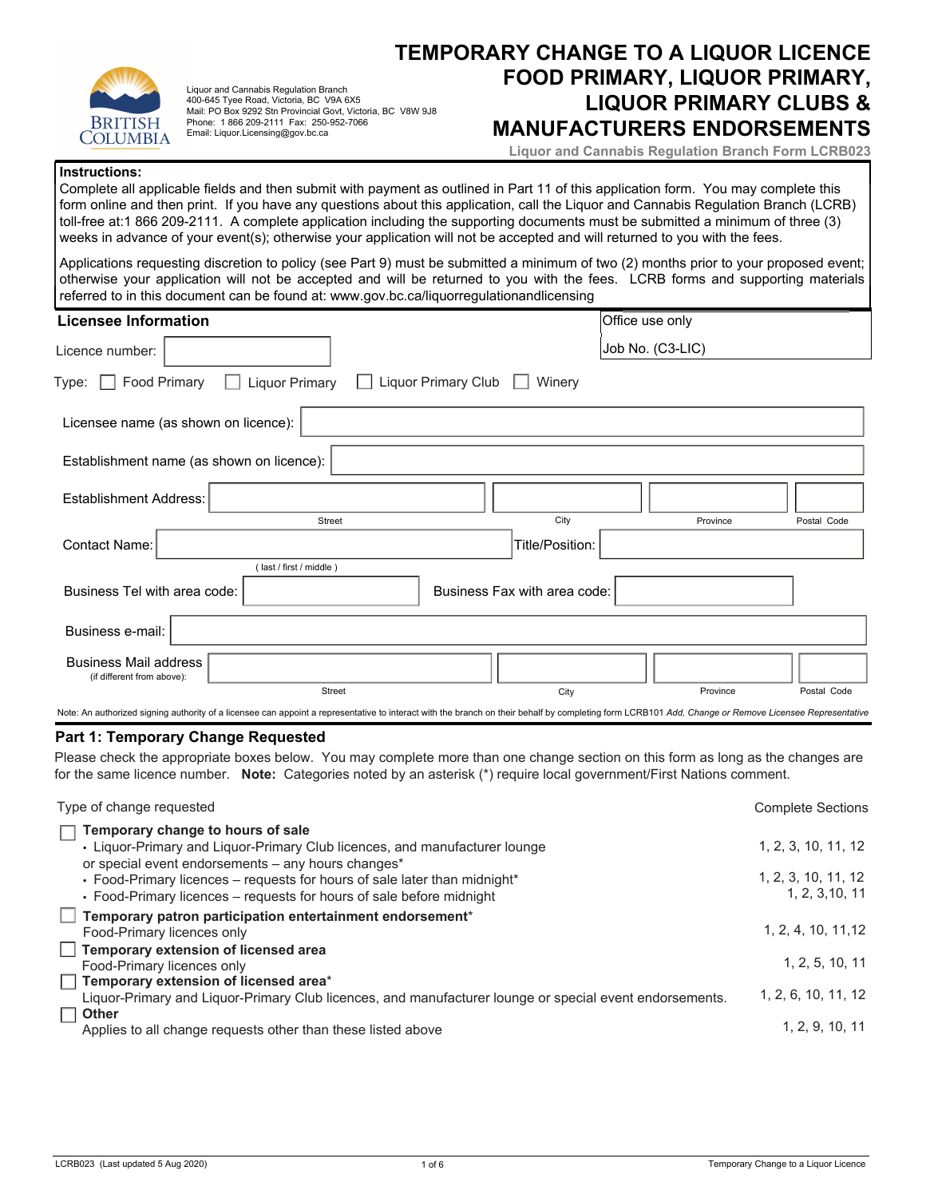Liquor and Cannabis Regulation Branch
400-645 Tyee Road, Victoria, BC V9A 6X5
Mail: PO Box 9292 Stn Provincial Govt, Victoria, BC V8W 9J8
Phone: 1 866 209-2111 Fax: 250-952-7066
Email: Liquor.Licensing@gov.bc.ca

# TEMPORARY CHANGE TO A LIQUOR LICENCE FOOD PRIMARY, LIQUOR PRIMARY, LIQUOR PRIMARY CLUBS & MANUFACTURERS ENDORSEMENTS

**Liquor and Cannabis Regulation Branch Form LCRB023**

**Instructions:**

Complete all applicable fields and then submit with payment as outlined in Part 11 of this application form. You may complete this form online and then print. If you have any questions about this application, call the Liquor and Cannabis Regulation Branch (LCRB) toll-free at:1 866 209-2111. A complete application including the supporting documents must be submitted a minimum of three (3) weeks in advance of your event(s); otherwise your application will not be accepted and will returned to you with the fees.

Applications requesting discretion to policy (see Part 9) must be submitted a minimum of two (2) months prior to your proposed event; otherwise your application will not be accepted and will be returned to you with the fees. LCRB forms and supporting materials referred to in this document can be found at: www.gov.bc.ca/liquorregulationandlicensing

## Licensee Information

Office use only
Job No. (C3-LIC)

Licence number:

Type: ☐ Food Primary ☐ Liquor Primary ☐ Liquor Primary Club ☐ Winery

Licensee name (as shown on licence):

Establishment name (as shown on licence):

Establishment Address: Street / City / Province / Postal Code

Contact Name: ( last / first / middle ) Title/Position:

Business Tel with area code: Business Fax with area code:

Business e-mail:

Business Mail address (if different from above): Street / City / Province / Postal Code

Note: An authorized signing authority of a licensee can appoint a representative to interact with the branch on their behalf by completing form LCRB101 *Add, Change or Remove Licensee Representative*

## Part 1: Temporary Change Requested

Please check the appropriate boxes below. You may complete more than one change section on this form as long as the changes are for the same licence number. **Note:** Categories noted by an asterisk (*) require local government/First Nations comment.

| Type of change requested | Complete Sections |
|---|---|
| ☐ **Temporary change to hours of sale** | |
| • Liquor-Primary and Liquor-Primary Club licences, and manufacturer lounge or special event endorsements – any hours changes* | 1, 2, 3, 10, 11, 12 |
| • Food-Primary licences – requests for hours of sale later than midnight* | 1, 2, 3, 10, 11, 12 |
| • Food-Primary licences – requests for hours of sale before midnight | 1, 2, 3,10, 11 |
| ☐ **Temporary patron participation entertainment endorsement*** Food-Primary licences only | 1, 2, 4, 10, 11,12 |
| ☐ **Temporary extension of licensed area** Food-Primary licences only | 1, 2, 5, 10, 11 |
| ☐ **Temporary extension of licensed area*** Liquor-Primary and Liquor-Primary Club licences, and manufacturer lounge or special event endorsements. | 1, 2, 6, 10, 11, 12 |
| ☐ **Other** Applies to all change requests other than these listed above | 1, 2, 9, 10, 11 |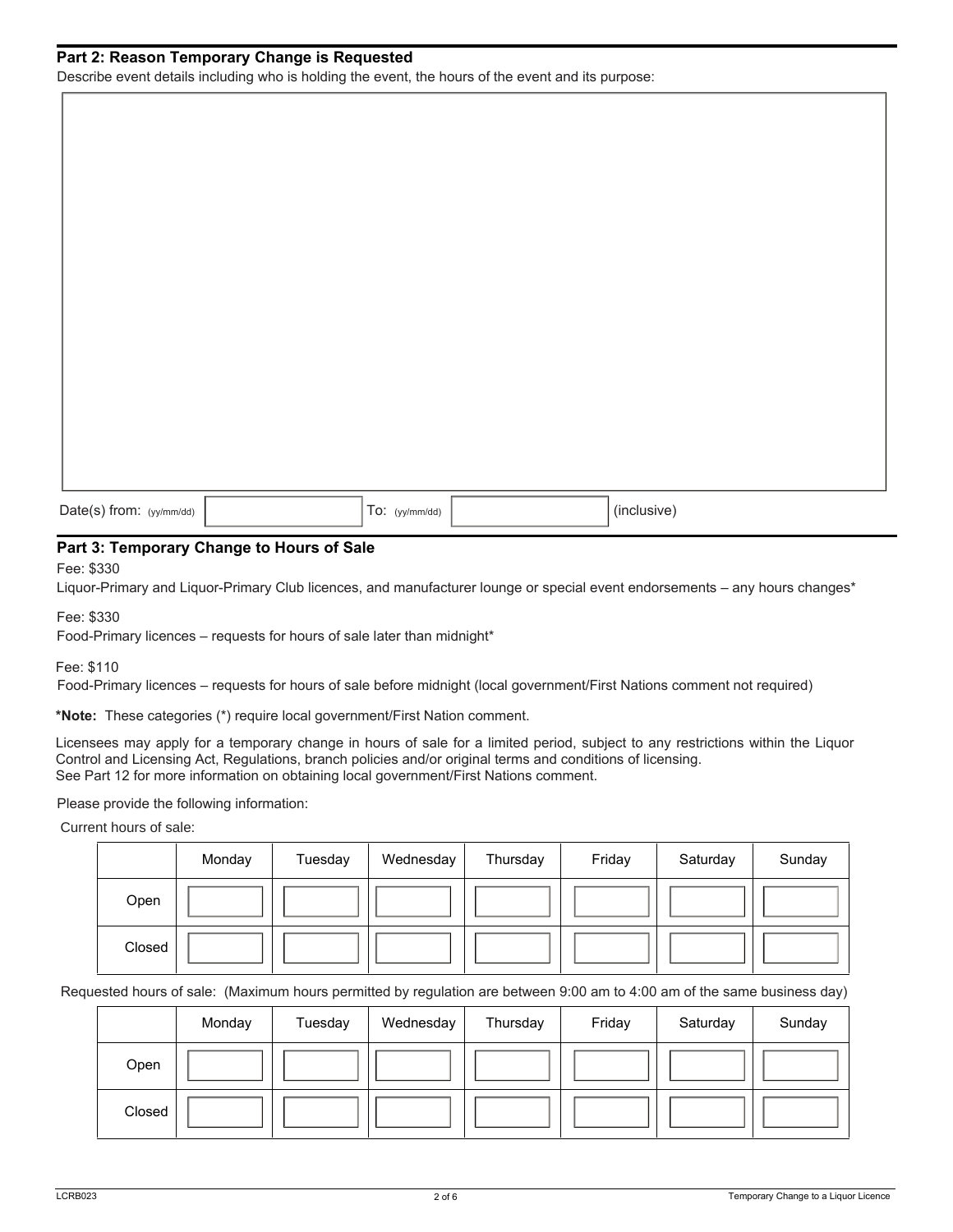## Part 2: Reason Temporary Change is Requested

Describe event details including who is holding the event, the hours of the event and its purpose:

Date(s) from: (yy/mm/dd) To: (yy/mm/dd) (inclusive)

## Part 3: Temporary Change to Hours of Sale

Fee: $330

Liquor-Primary and Liquor-Primary Club licences, and manufacturer lounge or special event endorsements – any hours changes*

Fee: $330

Food-Primary licences – requests for hours of sale later than midnight*

Fee: $110

Food-Primary licences – requests for hours of sale before midnight (local government/First Nations comment not required)

***Note:** These categories (*) require local government/First Nation comment.

Licensees may apply for a temporary change in hours of sale for a limited period, subject to any restrictions within the Liquor Control and Licensing Act, Regulations, branch policies and/or original terms and conditions of licensing.
See Part 12 for more information on obtaining local government/First Nations comment.

Please provide the following information:

Current hours of sale:

| | Monday | Tuesday | Wednesday | Thursday | Friday | Saturday | Sunday |
|---|---|---|---|---|---|---|---|
| Open | | | | | | | |
| Closed | | | | | | | |

Requested hours of sale: (Maximum hours permitted by regulation are between 9:00 am to 4:00 am of the same business day)

| | Monday | Tuesday | Wednesday | Thursday | Friday | Saturday | Sunday |
|---|---|---|---|---|---|---|---|
| Open | | | | | | | |
| Closed | | | | | | | |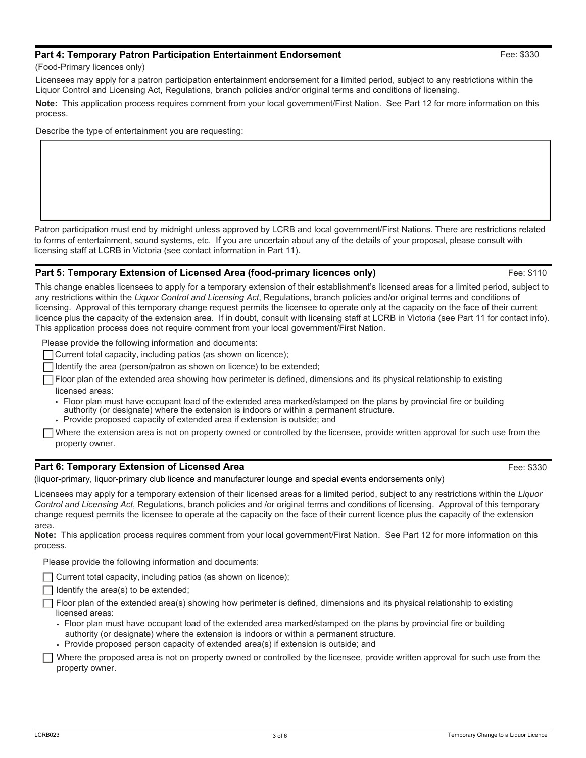## Part 4: Temporary Patron Participation Entertainment Endorsement

Fee: $330

(Food-Primary licences only)

Licensees may apply for a patron participation entertainment endorsement for a limited period, subject to any restrictions within the Liquor Control and Licensing Act, Regulations, branch policies and/or original terms and conditions of licensing.

**Note:** This application process requires comment from your local government/First Nation. See Part 12 for more information on this process.

Describe the type of entertainment you are requesting:

Patron participation must end by midnight unless approved by LCRB and local government/First Nations. There are restrictions related to forms of entertainment, sound systems, etc. If you are uncertain about any of the details of your proposal, please consult with licensing staff at LCRB in Victoria (see contact information in Part 11).

## Part 5: Temporary Extension of Licensed Area (food-primary licences only)

Fee: $110

This change enables licensees to apply for a temporary extension of their establishment's licensed areas for a limited period, subject to any restrictions within the *Liquor Control and Licensing Act*, Regulations, branch policies and/or original terms and conditions of licensing. Approval of this temporary change request permits the licensee to operate only at the capacity on the face of their current licence plus the capacity of the extension area. If in doubt, consult with licensing staff at LCRB in Victoria (see Part 11 for contact info). This application process does not require comment from your local government/First Nation.

Please provide the following information and documents:

- ☐ Current total capacity, including patios (as shown on licence);
- ☐ Identify the area (person/patron as shown on licence) to be extended;
- ☐ Floor plan of the extended area showing how perimeter is defined, dimensions and its physical relationship to existing licensed areas:
  - Floor plan must have occupant load of the extended area marked/stamped on the plans by provincial fire or building authority (or designate) where the extension is indoors or within a permanent structure.
  - Provide proposed capacity of extended area if extension is outside; and
- ☐ Where the extension area is not on property owned or controlled by the licensee, provide written approval for such use from the property owner.

## Part 6: Temporary Extension of Licensed Area

Fee: $330

(liquor-primary, liquor-primary club licence and manufacturer lounge and special events endorsements only)

Licensees may apply for a temporary extension of their licensed areas for a limited period, subject to any restrictions within the *Liquor Control and Licensing Act*, Regulations, branch policies and /or original terms and conditions of licensing. Approval of this temporary change request permits the licensee to operate at the capacity on the face of their current licence plus the capacity of the extension area.

**Note:** This application process requires comment from your local government/First Nation. See Part 12 for more information on this process.

Please provide the following information and documents:

- ☐ Current total capacity, including patios (as shown on licence);
- ☐ Identify the area(s) to be extended;
- ☐ Floor plan of the extended area(s) showing how perimeter is defined, dimensions and its physical relationship to existing licensed areas:
  - Floor plan must have occupant load of the extended area marked/stamped on the plans by provincial fire or building authority (or designate) where the extension is indoors or within a permanent structure.
  - Provide proposed person capacity of extended area(s) if extension is outside; and
- ☐ Where the proposed area is not on property owned or controlled by the licensee, provide written approval for such use from the property owner.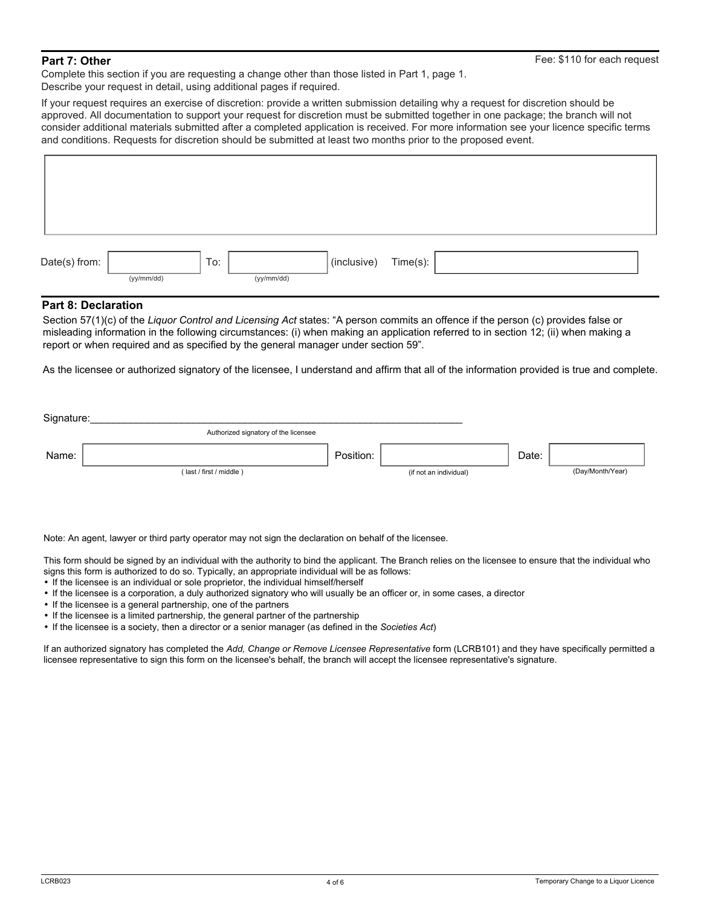## Part 7: Other

Fee: $110 for each request

Complete this section if you are requesting a change other than those listed in Part 1, page 1.
Describe your request in detail, using additional pages if required.

If your request requires an exercise of discretion: provide a written submission detailing why a request for discretion should be approved. All documentation to support your request for discretion must be submitted together in one package; the branch will not consider additional materials submitted after a completed application is received. For more information see your licence specific terms and conditions. Requests for discretion should be submitted at least two months prior to the proposed event.

Date(s) from: ____________ (yy/mm/dd) To: ____________ (yy/mm/dd) (inclusive) Time(s): ____________

## Part 8: Declaration

Section 57(1)(c) of the *Liquor Control and Licensing Act* states: "A person commits an offence if the person (c) provides false or misleading information in the following circumstances: (i) when making an application referred to in section 12; (ii) when making a report or when required and as specified by the general manager under section 59".

As the licensee or authorized signatory of the licensee, I understand and affirm that all of the information provided is true and complete.

Signature: ____________________________________________
Authorized signatory of the licensee

Name: ____________ ( last / first / middle ) Position: ____________ (if not an individual) Date: ____________ (Day/Month/Year)

Note: An agent, lawyer or third party operator may not sign the declaration on behalf of the licensee.

This form should be signed by an individual with the authority to bind the applicant. The Branch relies on the licensee to ensure that the individual who signs this form is authorized to do so. Typically, an appropriate individual will be as follows:

- If the licensee is an individual or sole proprietor, the individual himself/herself
- If the licensee is a corporation, a duly authorized signatory who will usually be an officer or, in some cases, a director
- If the licensee is a general partnership, one of the partners
- If the licensee is a limited partnership, the general partner of the partnership
- If the licensee is a society, then a director or a senior manager (as defined in the *Societies Act*)

If an authorized signatory has completed the *Add, Change or Remove Licensee Representative* form (LCRB101) and they have specifically permitted a licensee representative to sign this form on the licensee's behalf, the branch will accept the licensee representative's signature.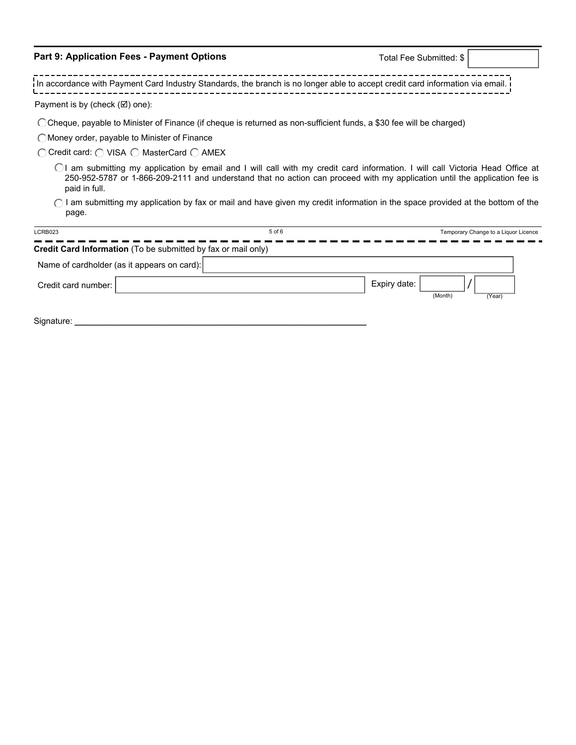## Part 9: Application Fees - Payment Options

Total Fee Submitted: $ \_\_\_\_\_\_\_\_

In accordance with Payment Card Industry Standards, the branch is no longer able to accept credit card information via email.

Payment is by (check (☑) one):

- ◯ Cheque, payable to Minister of Finance (if cheque is returned as non-sufficient funds, a $30 fee will be charged)
- ◯ Money order, payable to Minister of Finance
- ◯ Credit card: ◯ VISA ◯ MasterCard ◯ AMEX
  - ◯ I am submitting my application by email and I will call with my credit card information. I will call Victoria Head Office at 250-952-5787 or 1-866-209-2111 and understand that no action can proceed with my application until the application fee is paid in full.
  - ◯ I am submitting my application by fax or mail and have given my credit information in the space provided at the bottom of the page.

**Credit Card Information** (To be submitted by fax or mail only)

Name of cardholder (as it appears on card): \_\_\_\_\_\_\_\_

Credit card number: \_\_\_\_\_\_\_\_ Expiry date: \_\_\_\_ / \_\_\_\_
(Month) (Year)

Signature: \_\_\_\_\_\_\_\_\_\_\_\_\_\_\_\_\_\_\_\_\_\_\_\_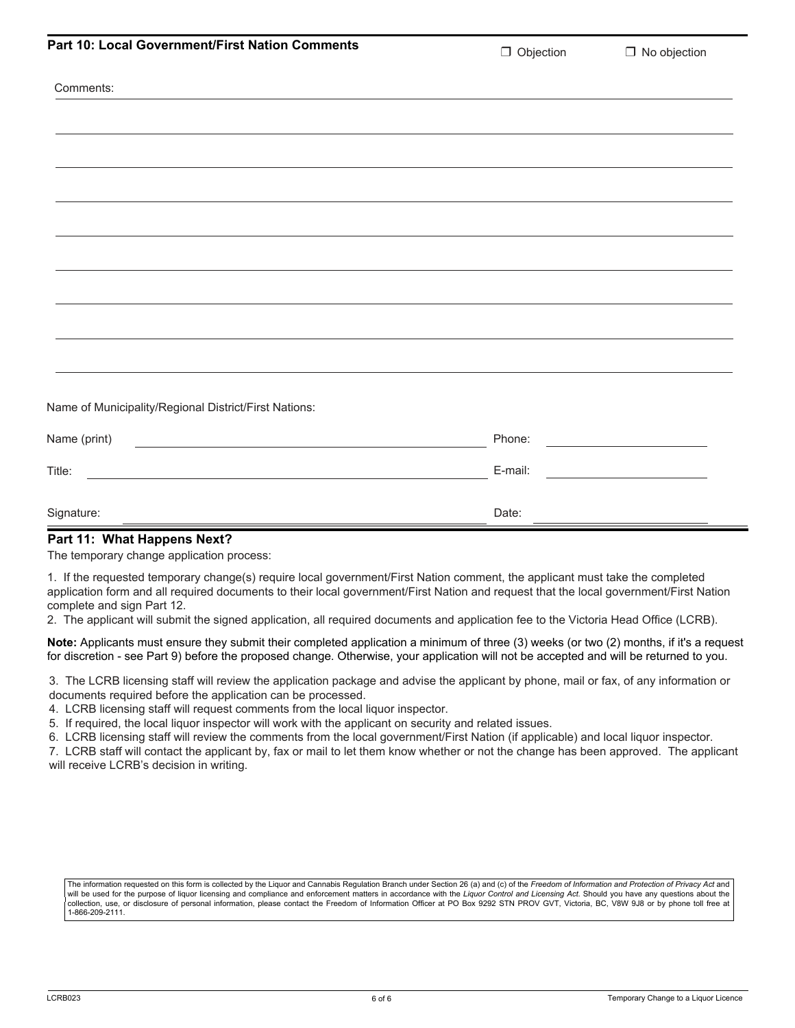## Part 10: Local Government/First Nation Comments

☐ Objection ☐ No objection

Comments:

Name of Municipality/Regional District/First Nations:

Name (print) \_\_\_\_\_\_\_\_\_\_\_\_\_\_\_\_\_\_\_\_ Phone: \_\_\_\_\_\_\_\_\_\_\_\_

Title: \_\_\_\_\_\_\_\_\_\_\_\_\_\_\_\_\_\_\_\_ E-mail: \_\_\_\_\_\_\_\_\_\_\_\_

Signature: \_\_\_\_\_\_\_\_\_\_\_\_\_\_\_\_\_\_\_\_ Date: \_\_\_\_\_\_\_\_\_\_\_\_

## Part 11: What Happens Next?

The temporary change application process:

1. If the requested temporary change(s) require local government/First Nation comment, the applicant must take the completed application form and all required documents to their local government/First Nation and request that the local government/First Nation complete and sign Part 12.
2. The applicant will submit the signed application, all required documents and application fee to the Victoria Head Office (LCRB).

**Note:** Applicants must ensure they submit their completed application a minimum of three (3) weeks (or two (2) months, if it's a request for discretion - see Part 9) before the proposed change. Otherwise, your application will not be accepted and will be returned to you.

3. The LCRB licensing staff will review the application package and advise the applicant by phone, mail or fax, of any information or documents required before the application can be processed.
4. LCRB licensing staff will request comments from the local liquor inspector.
5. If required, the local liquor inspector will work with the applicant on security and related issues.
6. LCRB licensing staff will review the comments from the local government/First Nation (if applicable) and local liquor inspector.
7. LCRB staff will contact the applicant by, fax or mail to let them know whether or not the change has been approved. The applicant will receive LCRB's decision in writing.

The information requested on this form is collected by the Liquor and Cannabis Regulation Branch under Section 26 (a) and (c) of the *Freedom of Information and Protection of Privacy Act* and will be used for the purpose of liquor licensing and compliance and enforcement matters in accordance with the *Liquor Control and Licensing Act*. Should you have any questions about the collection, use, or disclosure of personal information, please contact the Freedom of Information Officer at PO Box 9292 STN PROV GVT, Victoria, BC, V8W 9J8 or by phone toll free at 1-866-209-2111.